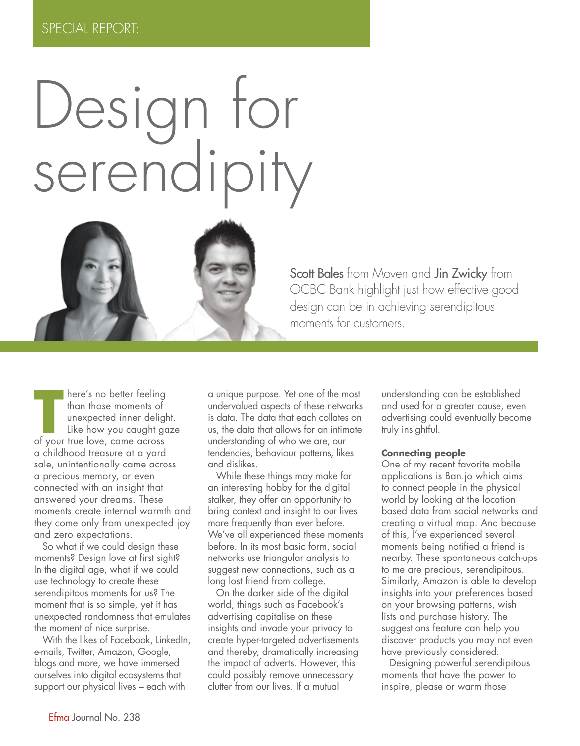SPECIAL REPORT:

# Design for serendipity

Scott Bales from Moven and Jin Zwicky from OCBC Bank highlight just how effective good design can be in achieving serendipitous moments for customers.

There's no better feeling than those moments of unexpected inner delight. Like how you caught gaze of your true love, came across a childhood treasure at a yard sale, unintentionally came across a precious memory, or even connected with an insight that answered your dreams. These moments create internal warmth and they come only from unexpected joy and zero expectations.

So what if we could design these moments? Design love at first sight? In the digital age, what if we could use technology to create these serendipitous moments for us? The moment that is so simple, yet it has unexpected randomness that emulates the moment of nice surprise.

With the likes of Facebook, LinkedIn, e-mails, Twitter, Amazon, Google, blogs and more, we have immersed ourselves into digital ecosystems that support our physical lives – each with a unique purpose. Yet one of the most undervalued aspects of these networks is data. The data that each collates on us, the data that allows for an intimate understanding of who we are, our tendencies, behaviour patterns, likes and dislikes.

While these things may make for an interesting hobby for the digital stalker, they offer an opportunity to bring context and insight to our lives more frequently than ever before. We've all experienced these moments before. In its most basic form, social networks use triangular analysis to suggest new connections, such as a long lost friend from college.

On the darker side of the digital world, things such as Facebook's advertising capitalise on these insights and invade your privacy to create hyper-targeted advertisements and thereby, dramatically increasing the impact of adverts. However, this could possibly remove unnecessary clutter from our lives. If a mutual understanding can be established and used for a greater cause, even advertising could eventually become truly insightful.

**Connecting people**

One of my recent favorite mobile applications is Ban.jo which aims to connect people in the physical world by looking at the location based data from social networks and creating a virtual map. And because of this, I've experienced several moments being notified a friend is nearby. These spontaneous catch-ups to me are precious, serendipitous. Similarly, Amazon is able to develop insights into your preferences based on your browsing patterns, wish lists and purchase history. The suggestions feature can help you discover products you may not even have previously considered.

Designing powerful serendipitous moments that have the power to inspire, please or warm those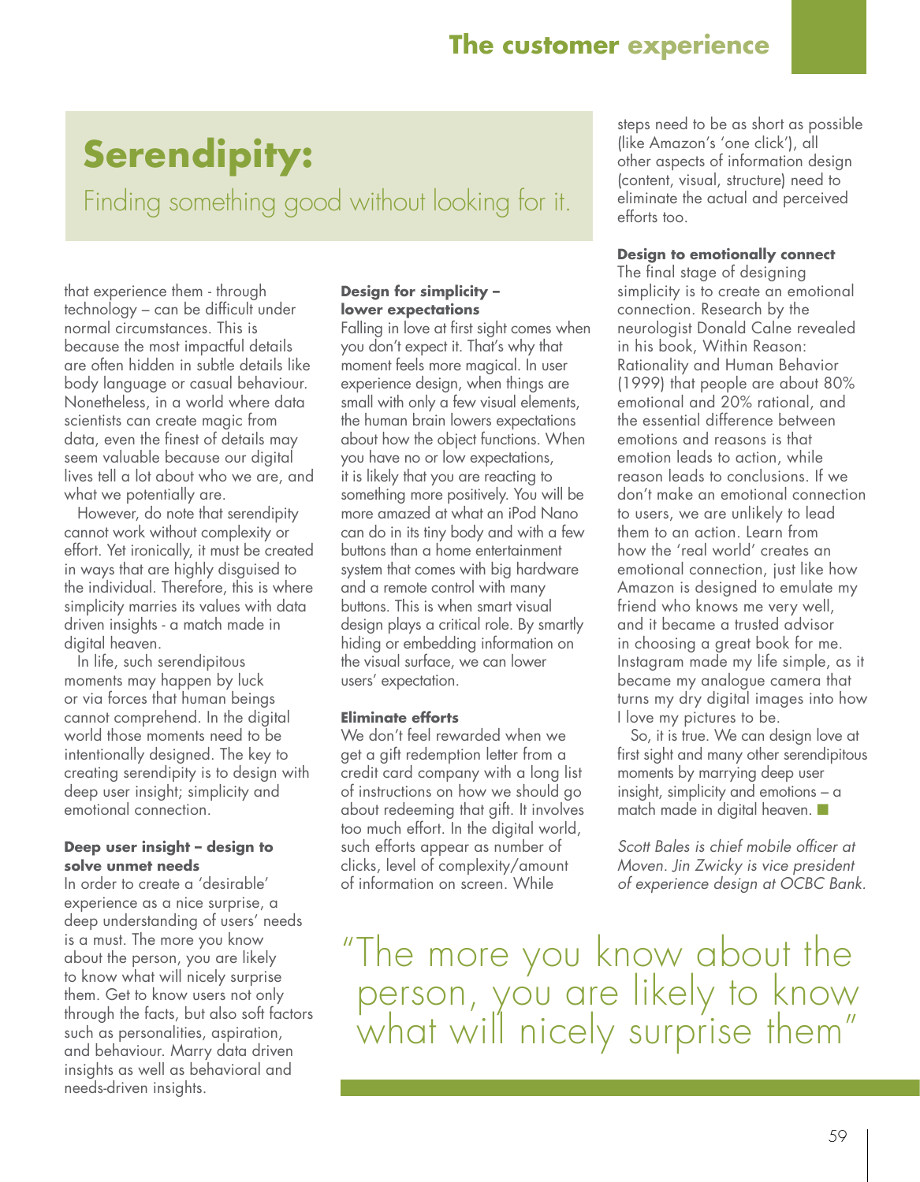# Serendipity:

## Finding something good without looking for it.

that experience them - through technology – can be difficult under normal circumstances. This is because the most impactful details are often hidden in subtle details like body language or casual behaviour. Nonetheless, in a world where data scientists can create magic from data, even the finest of details may seem valuable because our digital lives tell a lot about who we are, and what we potentially are.

However, do note that serendipity cannot work without complexity or effort. Yet ironically, it must be created in ways that are highly disguised to the individual. Therefore, this is where simplicity marries its values with data driven insights - a match made in digital heaven.

In life, such serendipitous moments may happen by luck or via forces that human beings cannot comprehend. In the digital world those moments need to be intentionally designed. The key to creating serendipity is to design with deep user insight; simplicity and emotional connection.

**Deep user insight – design to solve unmet needs**

In order to create a 'desirable' experience as a nice surprise, a deep understanding of users' needs is a must. The more you know about the person, you are likely to know what will nicely surprise them. Get to know users not only through the facts, but also soft factors such as personalities, aspiration, and behaviour. Marry data driven insights as well as behavioral and needs-driven insights.

**Design for simplicity – lower expectations**

Falling in love at first sight comes when you don't expect it. That's why that moment feels more magical. In user experience design, when things are small with only a few visual elements, the human brain lowers expectations about how the object functions. When you have no or low expectations, it is likely that you are reacting to something more positively. You will be more amazed at what an iPod Nano can do in its tiny body and with a few buttons than a home entertainment system that comes with big hardware and a remote control with many buttons. This is when smart visual design plays a critical role. By smartly hiding or embedding information on the visual surface, we can lower users' expectation.

**Eliminate efforts**

We don't feel rewarded when we get a gift redemption letter from a credit card company with a long list of instructions on how we should go about redeeming that gift. It involves too much effort. In the digital world, such efforts appear as number of clicks, level of complexity/amount of information on screen. While steps need to be as short as possible (like Amazon's 'one click'), all other aspects of information design (content, visual, structure) need to eliminate the actual and perceived efforts too.

**Design to emotionally connect**

The final stage of designing simplicity is to create an emotional connection. Research by the neurologist Donald Calne revealed in his book, Within Reason: Rationality and Human Behavior (1999) that people are about 80% emotional and 20% rational, and the essential difference between emotions and reasons is that emotion leads to action, while reason leads to conclusions. If we don't make an emotional connection to users, we are unlikely to lead them to an action. Learn from how the 'real world' creates an emotional connection, just like how Amazon is designed to emulate my friend who knows me very well, and it became a trusted advisor in choosing a great book for me. Instagram made my life simple, as it became my analogue camera that turns my dry digital images into how I love my pictures to be.

So, it is true. We can design love at first sight and many other serendipitous moments by marrying deep user insight, simplicity and emotions – a match made in digital heaven. ■

*Scott Bales is chief mobile officer at Moven. Jin Zwicky is vice president of experience design at OCBC Bank.*

> "The more you know about the person, you are likely to know what will nicely surprise them"